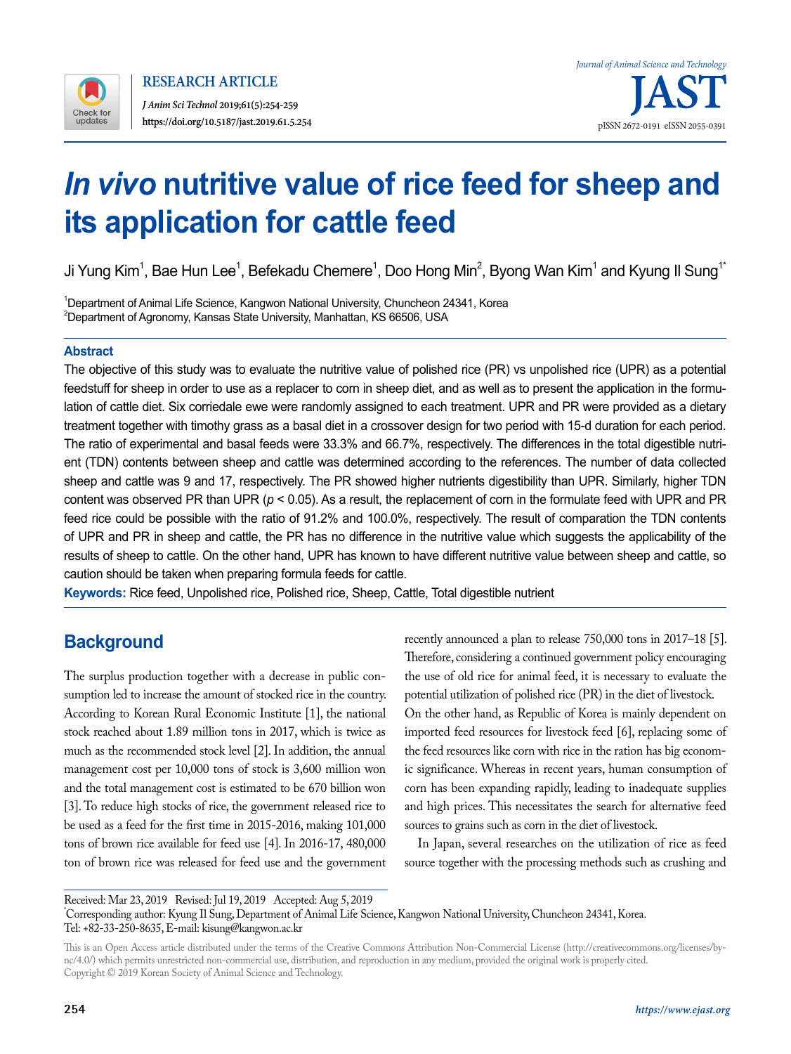# *In vivo* nutritive value of rice feed for sheep and its application for cattle feed

Ji Yung Kim[1], Bae Hun Lee[1], Befekadu Chemere[1], Doo Hong Min[2], Byong Wan Kim[1] and Kyung Il Sung[1*]

[1]Department of Animal Life Science, Kangwon National University, Chuncheon 24341, Korea
[2]Department of Agronomy, Kansas State University, Manhattan, KS 66506, USA

### Abstract

The objective of this study was to evaluate the nutritive value of polished rice (PR) vs unpolished rice (UPR) as a potential feedstuff for sheep in order to use as a replacer to corn in sheep diet, and as well as to present the application in the formulation of cattle diet. Six corriedale ewe were randomly assigned to each treatment. UPR and PR were provided as a dietary treatment together with timothy grass as a basal diet in a crossover design for two period with 15-d duration for each period. The ratio of experimental and basal feeds were 33.3% and 66.7%, respectively. The differences in the total digestible nutrient (TDN) contents between sheep and cattle was determined according to the references. The number of data collected sheep and cattle was 9 and 17, respectively. The PR showed higher nutrients digestibility than UPR. Similarly, higher TDN content was observed PR than UPR ($p < 0.05$). As a result, the replacement of corn in the formulate feed with UPR and PR feed rice could be possible with the ratio of 91.2% and 100.0%, respectively. The result of comparation the TDN contents of UPR and PR in sheep and cattle, the PR has no difference in the nutritive value which suggests the applicability of the results of sheep to cattle. On the other hand, UPR has known to have different nutritive value between sheep and cattle, so caution should be taken when preparing formula feeds for cattle.

**Keywords:** Rice feed, Unpolished rice, Polished rice, Sheep, Cattle, Total digestible nutrient

## Background

The surplus production together with a decrease in public consumption led to increase the amount of stocked rice in the country. According to Korean Rural Economic Institute [1], the national stock reached about 1.89 million tons in 2017, which is twice as much as the recommended stock level [2]. In addition, the annual management cost per 10,000 tons of stock is 3,600 million won and the total management cost is estimated to be 670 billion won [3]. To reduce high stocks of rice, the government released rice to be used as a feed for the first time in 2015-2016, making 101,000 tons of brown rice available for feed use [4]. In 2016-17, 480,000 ton of brown rice was released for feed use and the government recently announced a plan to release 750,000 tons in 2017–18 [5]. Therefore, considering a continued government policy encouraging the use of old rice for animal feed, it is necessary to evaluate the potential utilization of polished rice (PR) in the diet of livestock. On the other hand, as Republic of Korea is mainly dependent on imported feed resources for livestock feed [6], replacing some of the feed resources like corn with rice in the ration has big economic significance. Whereas in recent years, human consumption of corn has been expanding rapidly, leading to inadequate supplies and high prices. This necessitates the search for alternative feed sources to grains such as corn in the diet of livestock.

In Japan, several researches on the utilization of rice as feed source together with the processing methods such as crushing and

Received: Mar 23, 2019 Revised: Jul 19, 2019 Accepted: Aug 5, 2019
*Corresponding author: Kyung Il Sung, Department of Animal Life Science, Kangwon National University, Chuncheon 24341, Korea.
Tel: +82-33-250-8635, E-mail: kisung@kangwon.ac.kr

This is an Open Access article distributed under the terms of the Creative Commons Attribution Non-Commercial License (http://creativecommons.org/licenses/by-nc/4.0/) which permits unrestricted non-commercial use, distribution, and reproduction in any medium, provided the original work is properly cited.
Copyright © 2019 Korean Society of Animal Science and Technology.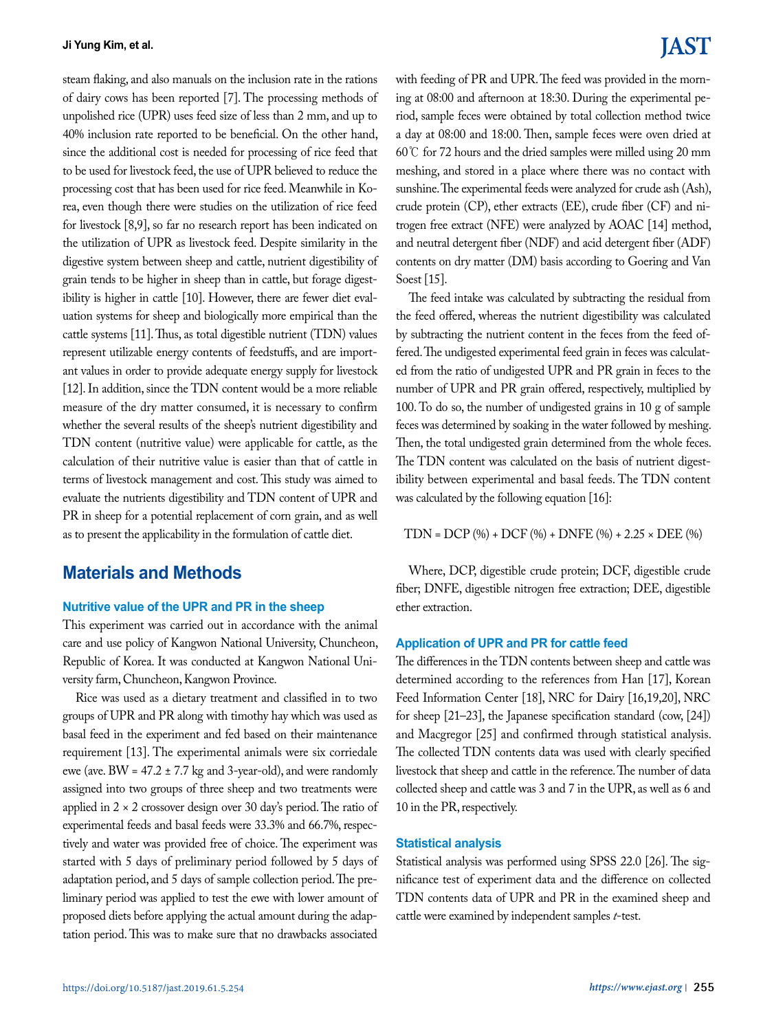steam flaking, and also manuals on the inclusion rate in the rations of dairy cows has been reported [7]. The processing methods of unpolished rice (UPR) uses feed size of less than 2 mm, and up to 40% inclusion rate reported to be beneficial. On the other hand, since the additional cost is needed for processing of rice feed that to be used for livestock feed, the use of UPR believed to reduce the processing cost that has been used for rice feed. Meanwhile in Korea, even though there were studies on the utilization of rice feed for livestock [8,9], so far no research report has been indicated on the utilization of UPR as livestock feed. Despite similarity in the digestive system between sheep and cattle, nutrient digestibility of grain tends to be higher in sheep than in cattle, but forage digestibility is higher in cattle [10]. However, there are fewer diet evaluation systems for sheep and biologically more empirical than the cattle systems [11]. Thus, as total digestible nutrient (TDN) values represent utilizable energy contents of feedstuffs, and are important values in order to provide adequate energy supply for livestock [12]. In addition, since the TDN content would be a more reliable measure of the dry matter consumed, it is necessary to confirm whether the several results of the sheep's nutrient digestibility and TDN content (nutritive value) were applicable for cattle, as the calculation of their nutritive value is easier than that of cattle in terms of livestock management and cost. This study was aimed to evaluate the nutrients digestibility and TDN content of UPR and PR in sheep for a potential replacement of corn grain, and as well as to present the applicability in the formulation of cattle diet.

## Materials and Methods

### Nutritive value of the UPR and PR in the sheep

This experiment was carried out in accordance with the animal care and use policy of Kangwon National University, Chuncheon, Republic of Korea. It was conducted at Kangwon National University farm, Chuncheon, Kangwon Province.

Rice was used as a dietary treatment and classified in to two groups of UPR and PR along with timothy hay which was used as basal feed in the experiment and fed based on their maintenance requirement [13]. The experimental animals were six corriedale ewe (ave. BW = 47.2 ± 7.7 kg and 3-year-old), and were randomly assigned into two groups of three sheep and two treatments were applied in 2 × 2 crossover design over 30 day's period. The ratio of experimental feeds and basal feeds were 33.3% and 66.7%, respectively and water was provided free of choice. The experiment was started with 5 days of preliminary period followed by 5 days of adaptation period, and 5 days of sample collection period. The preliminary period was applied to test the ewe with lower amount of proposed diets before applying the actual amount during the adaptation period. This was to make sure that no drawbacks associated with feeding of PR and UPR. The feed was provided in the morning at 08:00 and afternoon at 18:30. During the experimental period, sample feces were obtained by total collection method twice a day at 08:00 and 18:00. Then, sample feces were oven dried at 60℃ for 72 hours and the dried samples were milled using 20 mm meshing, and stored in a place where there was no contact with sunshine. The experimental feeds were analyzed for crude ash (Ash), crude protein (CP), ether extracts (EE), crude fiber (CF) and nitrogen free extract (NFE) were analyzed by AOAC [14] method, and neutral detergent fiber (NDF) and acid detergent fiber (ADF) contents on dry matter (DM) basis according to Goering and Van Soest [15].

The feed intake was calculated by subtracting the residual from the feed offered, whereas the nutrient digestibility was calculated by subtracting the nutrient content in the feces from the feed offered. The undigested experimental feed grain in feces was calculated from the ratio of undigested UPR and PR grain in feces to the number of UPR and PR grain offered, respectively, multiplied by 100. To do so, the number of undigested grains in 10 g of sample feces was determined by soaking in the water followed by meshing. Then, the total undigested grain determined from the whole feces. The TDN content was calculated on the basis of nutrient digestibility between experimental and basal feeds. The TDN content was calculated by the following equation [16]:

$$\text{TDN} = \text{DCP}\ (\%) + \text{DCF}\ (\%) + \text{DNFE}\ (\%) + 2.25 \times \text{DEE}\ (\%)$$

Where, DCP, digestible crude protein; DCF, digestible crude fiber; DNFE, digestible nitrogen free extraction; DEE, digestible ether extraction.

### Application of UPR and PR for cattle feed

The differences in the TDN contents between sheep and cattle was determined according to the references from Han [17], Korean Feed Information Center [18], NRC for Dairy [16,19,20], NRC for sheep [21–23], the Japanese specification standard (cow, [24]) and Macgregor [25] and confirmed through statistical analysis. The collected TDN contents data was used with clearly specified livestock that sheep and cattle in the reference. The number of data collected sheep and cattle was 3 and 7 in the UPR, as well as 6 and 10 in the PR, respectively.

### Statistical analysis

Statistical analysis was performed using SPSS 22.0 [26]. The significance test of experiment data and the difference on collected TDN contents data of UPR and PR in the examined sheep and cattle were examined by independent samples *t*-test.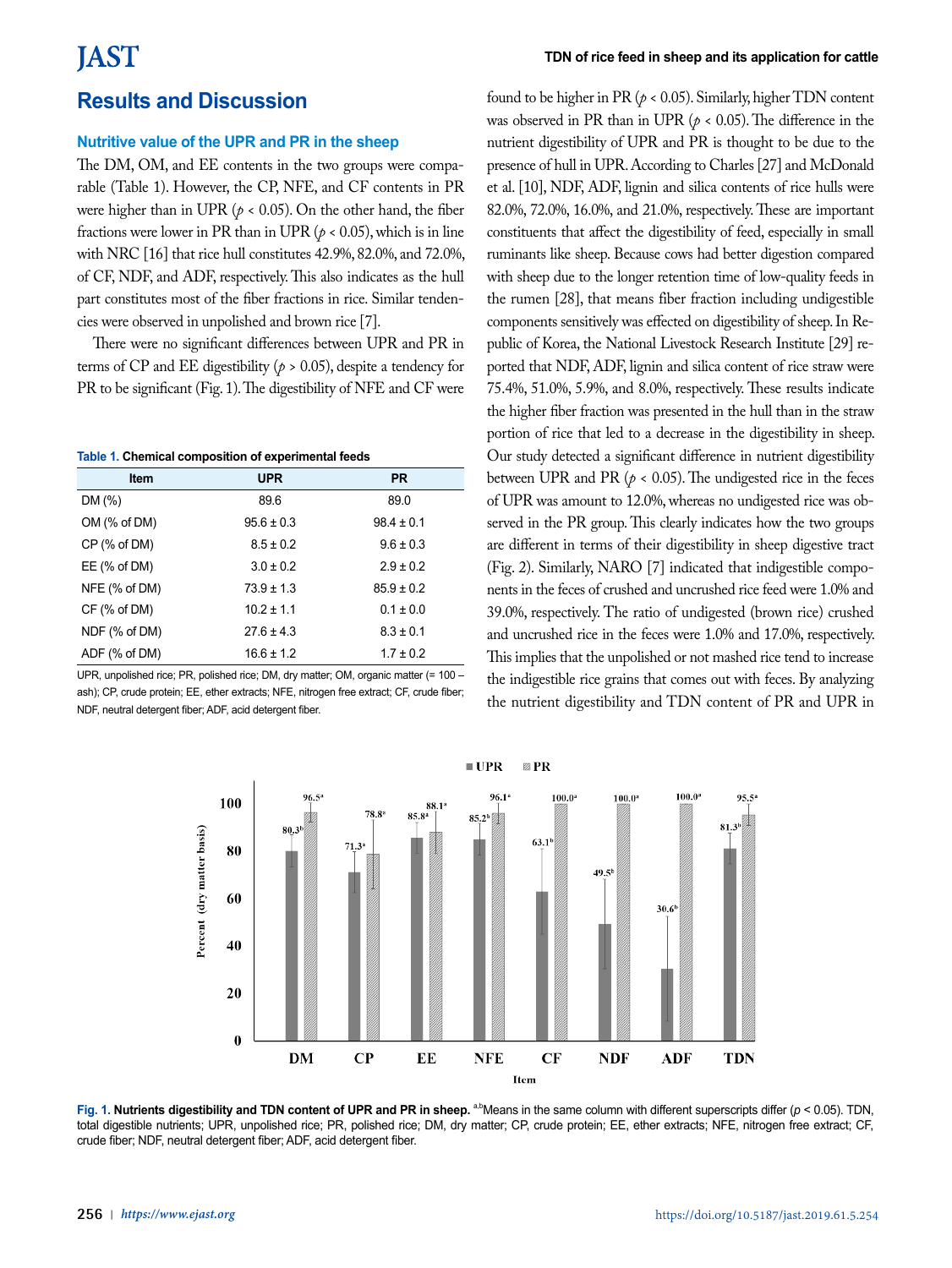## Results and Discussion

### Nutritive value of the UPR and PR in the sheep

The DM, OM, and EE contents in the two groups were comparable (Table 1). However, the CP, NFE, and CF contents in PR were higher than in UPR ($p < 0.05$). On the other hand, the fiber fractions were lower in PR than in UPR ($p < 0.05$), which is in line with NRC [16] that rice hull constitutes 42.9%, 82.0%, and 72.0%, of CF, NDF, and ADF, respectively. This also indicates as the hull part constitutes most of the fiber fractions in rice. Similar tendencies were observed in unpolished and brown rice [7].

There were no significant differences between UPR and PR in terms of CP and EE digestibility ($p > 0.05$), despite a tendency for PR to be significant (Fig. 1). The digestibility of NFE and CF were found to be higher in PR ($p < 0.05$). Similarly, higher TDN content was observed in PR than in UPR ($p < 0.05$). The difference in the nutrient digestibility of UPR and PR is thought to be due to the presence of hull in UPR. According to Charles [27] and McDonald et al. [10], NDF, ADF, lignin and silica contents of rice hulls were 82.0%, 72.0%, 16.0%, and 21.0%, respectively. These are important constituents that affect the digestibility of feed, especially in small ruminants like sheep. Because cows had better digestion compared with sheep due to the longer retention time of low-quality feeds in the rumen [28], that means fiber fraction including undigestible components sensitively was effected on digestibility of sheep. In Republic of Korea, the National Livestock Research Institute [29] reported that NDF, ADF, lignin and silica content of rice straw were 75.4%, 51.0%, 5.9%, and 8.0%, respectively. These results indicate the higher fiber fraction was presented in the hull than in the straw portion of rice that led to a decrease in the digestibility in sheep. Our study detected a significant difference in nutrient digestibility between UPR and PR ($p < 0.05$). The undigested rice in the feces of UPR was amount to 12.0%, whereas no undigested rice was observed in the PR group. This clearly indicates how the two groups are different in terms of their digestibility in sheep digestive tract (Fig. 2). Similarly, NARO [7] indicated that indigestible components in the feces of crushed and uncrushed rice feed were 1.0% and 39.0%, respectively. The ratio of undigested (brown rice) crushed and uncrushed rice in the feces were 1.0% and 17.0%, respectively. This implies that the unpolished or not mashed rice tend to increase the indigestible rice grains that comes out with feces. By analyzing the nutrient digestibility and TDN content of PR and UPR in

**Table 1. Chemical composition of experimental feeds**

| Item | UPR | PR |
|---|---|---|
| DM (%) | 89.6 | 89.0 |
| OM (% of DM) | 95.6 ± 0.3 | 98.4 ± 0.1 |
| CP (% of DM) | 8.5 ± 0.2 | 9.6 ± 0.3 |
| EE (% of DM) | 3.0 ± 0.2 | 2.9 ± 0.2 |
| NFE (% of DM) | 73.9 ± 1.3 | 85.9 ± 0.2 |
| CF (% of DM) | 10.2 ± 1.1 | 0.1 ± 0.0 |
| NDF (% of DM) | 27.6 ± 4.3 | 8.3 ± 0.1 |
| ADF (% of DM) | 16.6 ± 1.2 | 1.7 ± 0.2 |

UPR, unpolished rice; PR, polished rice; DM, dry matter; OM, organic matter (= 100 – ash); CP, crude protein; EE, ether extracts; NFE, nitrogen free extract; CF, crude fiber; NDF, neutral detergent fiber; ADF, acid detergent fiber.

| Item | UPR | PR |
|---|---|---|
| DM | 80.3[b] | 96.5[a] |
| CP | 71.3[a] | 78.8[a] |
| EE | 85.8[a] | 88.1[a] |
| NFE | 85.2[b] | 96.1[a] |
| CF | 63.1[b] | 100.0[a] |
| NDF | 49.5[b] | 100.0[a] |
| ADF | 30.6[b] | 100.0[a] |
| TDN | 81.3[b] | 95.5[a] |

**Fig. 1. Nutrients digestibility and TDN content of UPR and PR in sheep.** [a,b]Means in the same column with different superscripts differ ($p < 0.05$). TDN, total digestible nutrients; UPR, unpolished rice; PR, polished rice; DM, dry matter; CP, crude protein; EE, ether extracts; NFE, nitrogen free extract; CF, crude fiber; NDF, neutral detergent fiber; ADF, acid detergent fiber.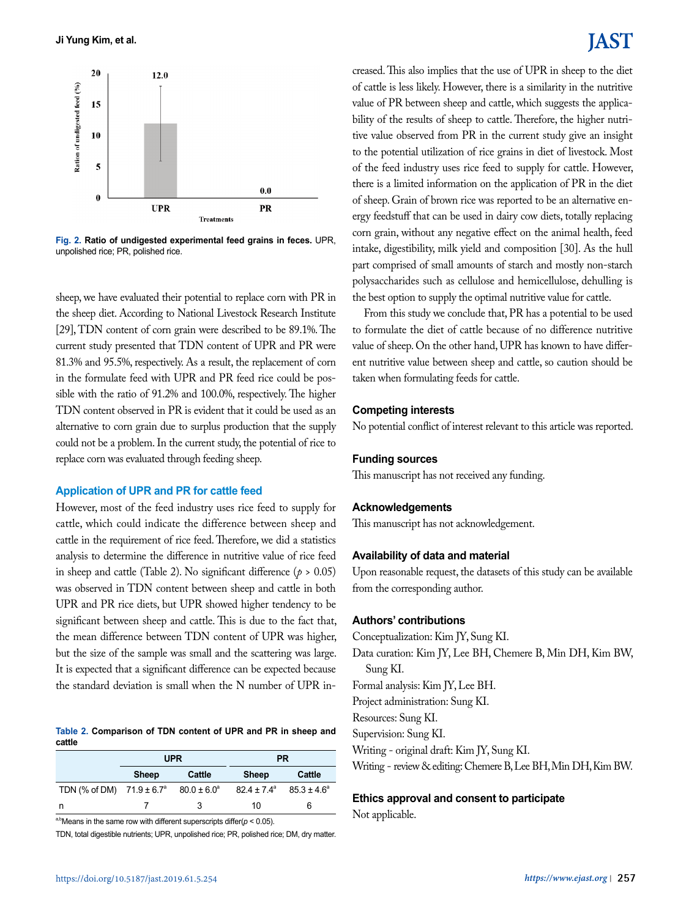Fig. 2. **Ratio of undigested experimental feed grains in feces.** UPR, unpolished rice; PR, polished rice.

sheep, we have evaluated their potential to replace corn with PR in the sheep diet. According to National Livestock Research Institute [29], TDN content of corn grain were described to be 89.1%. The current study presented that TDN content of UPR and PR were 81.3% and 95.5%, respectively. As a result, the replacement of corn in the formulate feed with UPR and PR feed rice could be possible with the ratio of 91.2% and 100.0%, respectively. The higher TDN content observed in PR is evident that it could be used as an alternative to corn grain due to surplus production that the supply could not be a problem. In the current study, the potential of rice to replace corn was evaluated through feeding sheep.

### Application of UPR and PR for cattle feed

However, most of the feed industry uses rice feed to supply for cattle, which could indicate the difference between sheep and cattle in the requirement of rice feed. Therefore, we did a statistics analysis to determine the difference in nutritive value of rice feed in sheep and cattle (Table 2). No significant difference ($p$ > 0.05) was observed in TDN content between sheep and cattle in both UPR and PR rice diets, but UPR showed higher tendency to be significant between sheep and cattle. This is due to the fact that, the mean difference between TDN content of UPR was higher, but the size of the sample was small and the scattering was large. It is expected that a significant difference can be expected because the standard deviation is small when the N number of UPR increased. This also implies that the use of UPR in sheep to the diet of cattle is less likely. However, there is a similarity in the nutritive value of PR between sheep and cattle, which suggests the applicability of the results of sheep to cattle. Therefore, the higher nutritive value observed from PR in the current study give an insight to the potential utilization of rice grains in diet of livestock. Most of the feed industry uses rice feed to supply for cattle. However, there is a limited information on the application of PR in the diet of sheep. Grain of brown rice was reported to be an alternative energy feedstuff that can be used in dairy cow diets, totally replacing corn grain, without any negative effect on the animal health, feed intake, digestibility, milk yield and composition [30]. As the hull part comprised of small amounts of starch and mostly non-starch polysaccharides such as cellulose and hemicellulose, dehulling is the best option to supply the optimal nutritive value for cattle.

From this study we conclude that, PR has a potential to be used to formulate the diet of cattle because of no difference nutritive value of sheep. On the other hand, UPR has known to have different nutritive value between sheep and cattle, so caution should be taken when formulating feeds for cattle.

**Table 2. Comparison of TDN content of UPR and PR in sheep and cattle**

| | UPR | | PR | |
|---|---|---|---|---|
| | Sheep | Cattle | Sheep | Cattle |
| TDN (% of DM) | 71.9 ± 6.7[a] | 80.0 ± 6.0[a] | 82.4 ± 7.4[a] | 85.3 ± 4.6[a] |
| n | 7 | 3 | 10 | 6 |

[a,b]Means in the same row with different superscripts differ($p$ < 0.05).

TDN, total digestible nutrients; UPR, unpolished rice; PR, polished rice; DM, dry matter.

### Competing interests

No potential conflict of interest relevant to this article was reported.

### Funding sources

This manuscript has not received any funding.

### Acknowledgements

This manuscript has not acknowledgement.

### Availability of data and material

Upon reasonable request, the datasets of this study can be available from the corresponding author.

### Authors' contributions

Conceptualization: Kim JY, Sung KI.
Data curation: Kim JY, Lee BH, Chemere B, Min DH, Kim BW, Sung KI.
Formal analysis: Kim JY, Lee BH.
Project administration: Sung KI.
Resources: Sung KI.
Supervision: Sung KI.
Writing - original draft: Kim JY, Sung KI.
Writing - review & editing: Chemere B, Lee BH, Min DH, Kim BW.

### Ethics approval and consent to participate

Not applicable.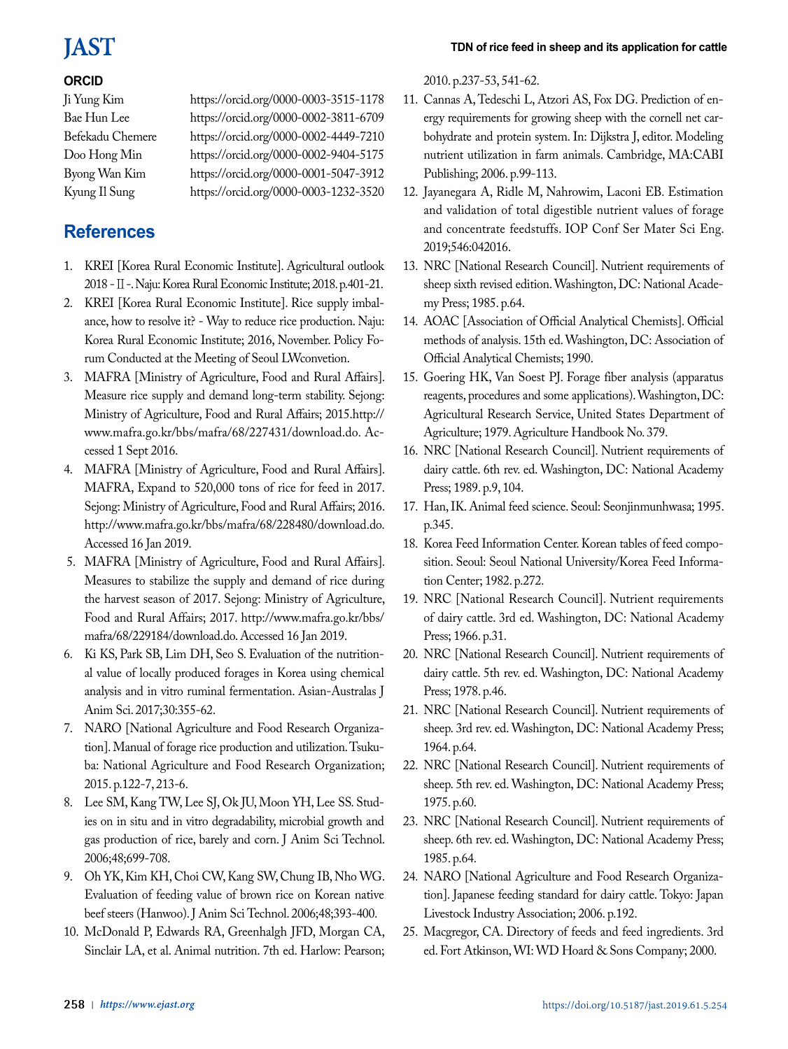## ORCID

Ji Yung Kim https://orcid.org/0000-0003-3515-1178
Bae Hun Lee https://orcid.org/0000-0002-3811-6709
Befekadu Chemere https://orcid.org/0000-0002-4449-7210
Doo Hong Min https://orcid.org/0000-0002-9404-5175
Byong Wan Kim https://orcid.org/0000-0001-5047-3912
Kyung Il Sung https://orcid.org/0000-0003-1232-3520

## References

1. KREI [Korea Rural Economic Institute]. Agricultural outlook 2018 - Ⅱ -. Naju: Korea Rural Economic Institute; 2018. p.401-21.
2. KREI [Korea Rural Economic Institute]. Rice supply imbalance, how to resolve it? - Way to reduce rice production. Naju: Korea Rural Economic Institute; 2016, November. Policy Forum Conducted at the Meeting of Seoul LWconvetion.
3. MAFRA [Ministry of Agriculture, Food and Rural Affairs]. Measure rice supply and demand long-term stability. Sejong: Ministry of Agriculture, Food and Rural Affairs; 2015.http://www.mafra.go.kr/bbs/mafra/68/227431/download.do. Accessed 1 Sept 2016.
4. MAFRA [Ministry of Agriculture, Food and Rural Affairs]. MAFRA, Expand to 520,000 tons of rice for feed in 2017. Sejong: Ministry of Agriculture, Food and Rural Affairs; 2016. http://www.mafra.go.kr/bbs/mafra/68/228480/download.do. Accessed 16 Jan 2019.
5. MAFRA [Ministry of Agriculture, Food and Rural Affairs]. Measures to stabilize the supply and demand of rice during the harvest season of 2017. Sejong: Ministry of Agriculture, Food and Rural Affairs; 2017. http://www.mafra.go.kr/bbs/mafra/68/229184/download.do. Accessed 16 Jan 2019.
6. Ki KS, Park SB, Lim DH, Seo S. Evaluation of the nutritional value of locally produced forages in Korea using chemical analysis and in vitro ruminal fermentation. Asian-Australas J Anim Sci. 2017;30:355-62.
7. NARO [National Agriculture and Food Research Organization]. Manual of forage rice production and utilization. Tsukuba: National Agriculture and Food Research Organization; 2015. p.122-7, 213-6.
8. Lee SM, Kang TW, Lee SJ, Ok JU, Moon YH, Lee SS. Studies on in situ and in vitro degradability, microbial growth and gas production of rice, barely and corn. J Anim Sci Technol. 2006;48;699-708.
9. Oh YK, Kim KH, Choi CW, Kang SW, Chung IB, Nho WG. Evaluation of feeding value of brown rice on Korean native beef steers (Hanwoo). J Anim Sci Technol. 2006;48;393-400.
10. McDonald P, Edwards RA, Greenhalgh JFD, Morgan CA, Sinclair LA, et al. Animal nutrition. 7th ed. Harlow: Pearson; 2010. p.237-53, 541-62.
11. Cannas A, Tedeschi L, Atzori AS, Fox DG. Prediction of energy requirements for growing sheep with the cornell net carbohydrate and protein system. In: Dijkstra J, editor. Modeling nutrient utilization in farm animals. Cambridge, MA:CABI Publishing; 2006. p.99-113.
12. Jayanegara A, Ridle M, Nahrowim, Laconi EB. Estimation and validation of total digestible nutrient values of forage and concentrate feedstuffs. IOP Conf Ser Mater Sci Eng. 2019;546:042016.
13. NRC [National Research Council]. Nutrient requirements of sheep sixth revised edition. Washington, DC: National Academy Press; 1985. p.64.
14. AOAC [Association of Official Analytical Chemists]. Official methods of analysis. 15th ed. Washington, DC: Association of Official Analytical Chemists; 1990.
15. Goering HK, Van Soest PJ. Forage fiber analysis (apparatus reagents, procedures and some applications). Washington, DC: Agricultural Research Service, United States Department of Agriculture; 1979. Agriculture Handbook No. 379.
16. NRC [National Research Council]. Nutrient requirements of dairy cattle. 6th rev. ed. Washington, DC: National Academy Press; 1989. p.9, 104.
17. Han, IK. Animal feed science. Seoul: Seonjinmunhwasa; 1995. p.345.
18. Korea Feed Information Center. Korean tables of feed composition. Seoul: Seoul National University/Korea Feed Information Center; 1982. p.272.
19. NRC [National Research Council]. Nutrient requirements of dairy cattle. 3rd ed. Washington, DC: National Academy Press; 1966. p.31.
20. NRC [National Research Council]. Nutrient requirements of dairy cattle. 5th rev. ed. Washington, DC: National Academy Press; 1978. p.46.
21. NRC [National Research Council]. Nutrient requirements of sheep. 3rd rev. ed. Washington, DC: National Academy Press; 1964. p.64.
22. NRC [National Research Council]. Nutrient requirements of sheep. 5th rev. ed. Washington, DC: National Academy Press; 1975. p.60.
23. NRC [National Research Council]. Nutrient requirements of sheep. 6th rev. ed. Washington, DC: National Academy Press; 1985. p.64.
24. NARO [National Agriculture and Food Research Organization]. Japanese feeding standard for dairy cattle. Tokyo: Japan Livestock Industry Association; 2006. p.192.
25. Macgregor, CA. Directory of feeds and feed ingredients. 3rd ed. Fort Atkinson, WI: WD Hoard & Sons Company; 2000.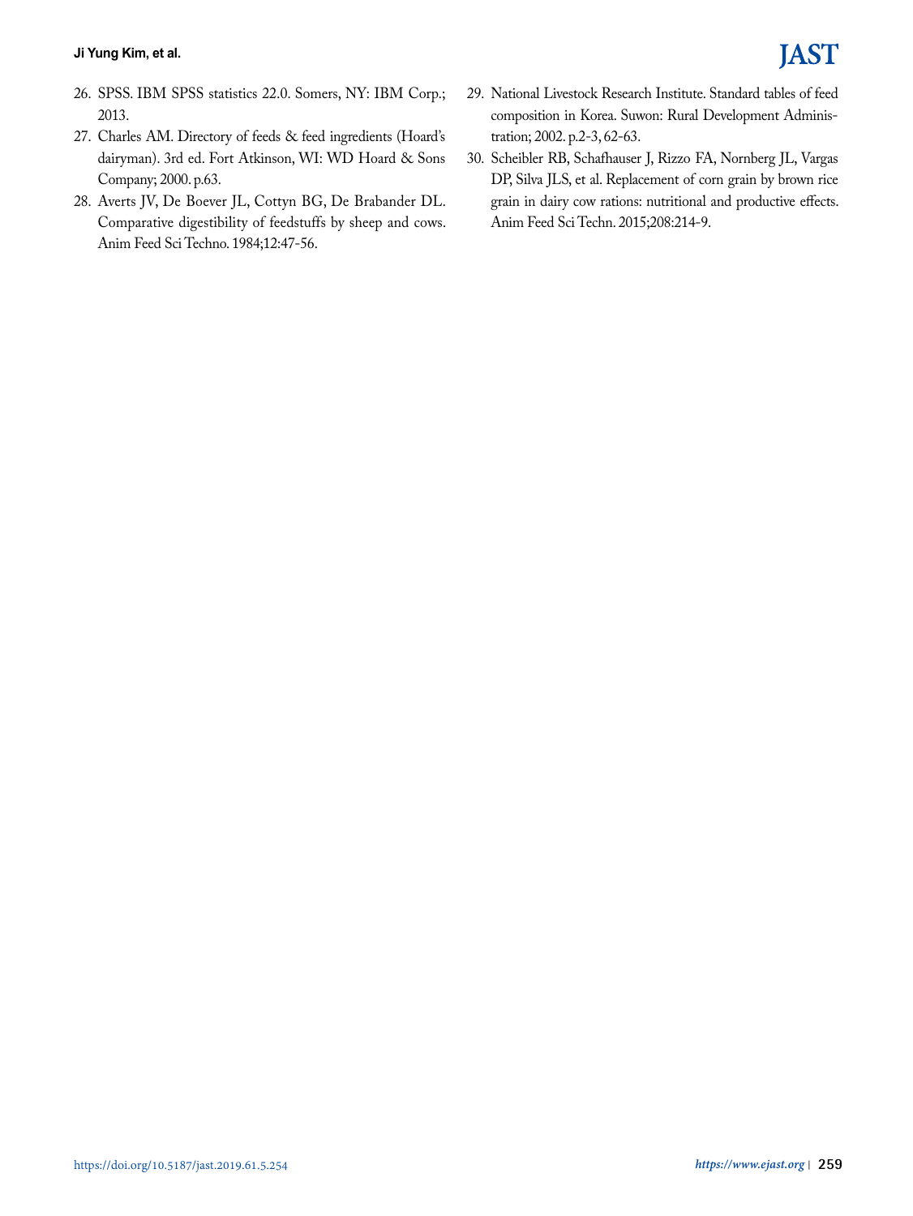26. SPSS. IBM SPSS statistics 22.0. Somers, NY: IBM Corp.; 2013.
27. Charles AM. Directory of feeds & feed ingredients (Hoard's dairyman). 3rd ed. Fort Atkinson, WI: WD Hoard & Sons Company; 2000. p.63.
28. Averts JV, De Boever JL, Cottyn BG, De Brabander DL. Comparative digestibility of feedstuffs by sheep and cows. Anim Feed Sci Techno. 1984;12:47-56.
29. National Livestock Research Institute. Standard tables of feed composition in Korea. Suwon: Rural Development Administration; 2002. p.2-3, 62-63.
30. Scheibler RB, Schafhauser J, Rizzo FA, Nornberg JL, Vargas DP, Silva JLS, et al. Replacement of corn grain by brown rice grain in dairy cow rations: nutritional and productive effects. Anim Feed Sci Techn. 2015;208:214-9.